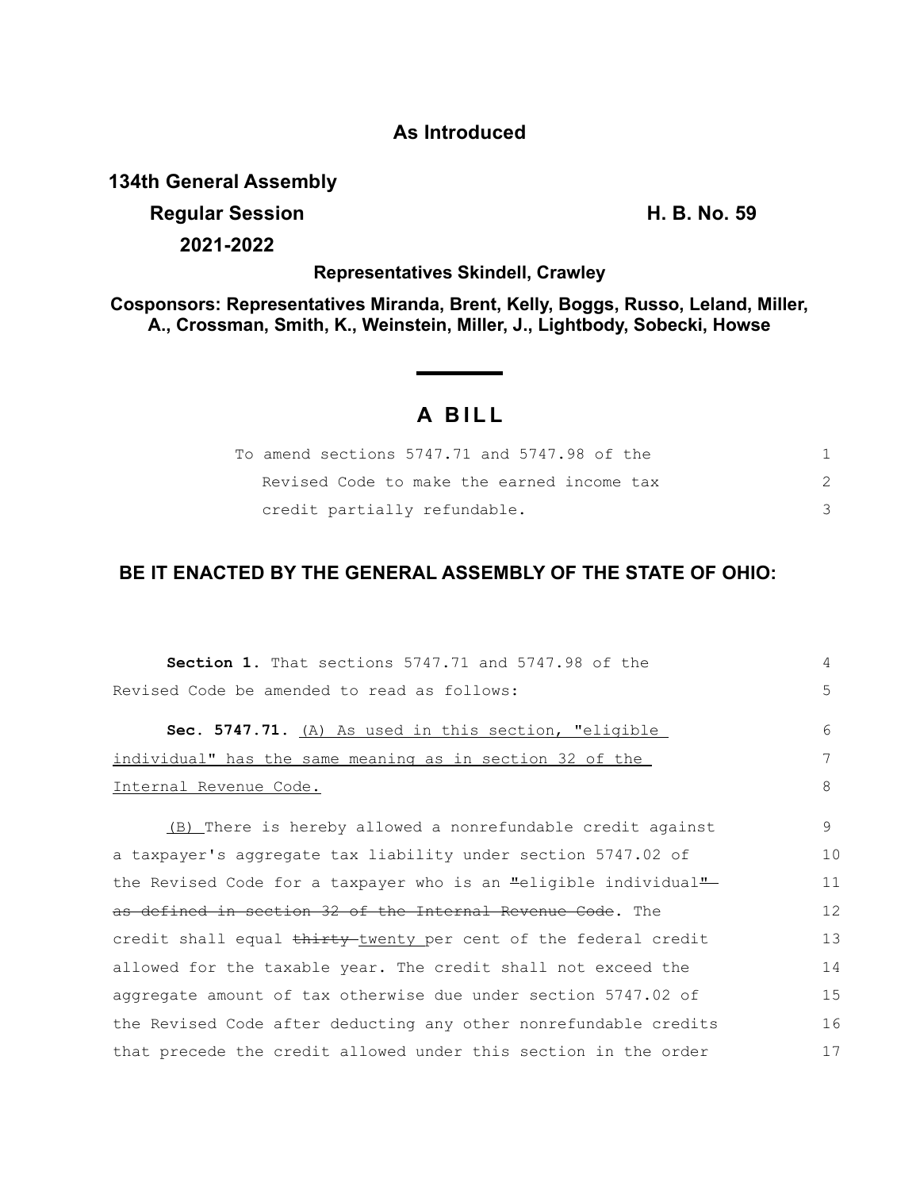**As Introduced**

**134th General Assembly**

**Regular Session** **H. B. No. 59**

**2021-2022**

**Representatives Skindell, Crawley**

**Cosponsors: Representatives Miranda, Brent, Kelly, Boggs, Russo, Leland, Miller, A., Crossman, Smith, K., Weinstein, Miller, J., Lightbody, Sobecki, Howse**

# A BILL

To amend sections 5747.71 and 5747.98 of the Revised Code to make the earned income tax credit partially refundable.

## BE IT ENACTED BY THE GENERAL ASSEMBLY OF THE STATE OF OHIO:

**Section 1.** That sections 5747.71 and 5747.98 of the Revised Code be amended to read as follows:

**Sec. 5747.71.** <u>(A) As used in this section, "eligible individual" has the same meaning as in section 32 of the Internal Revenue Code.</u>

<u>(B)</u> There is hereby allowed a nonrefundable credit against a taxpayer's aggregate tax liability under section 5747.02 of the Revised Code for a taxpayer who is an ~~"~~eligible individual~~" as defined in section 32 of the Internal Revenue Code~~. The credit shall equal ~~thirty~~ <u>twenty</u> per cent of the federal credit allowed for the taxable year. The credit shall not exceed the aggregate amount of tax otherwise due under section 5747.02 of the Revised Code after deducting any other nonrefundable credits that precede the credit allowed under this section in the order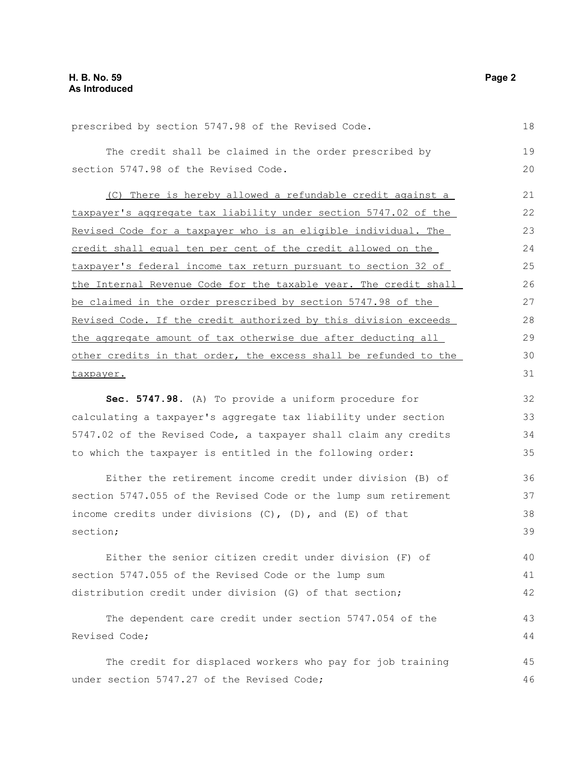prescribed by section 5747.98 of the Revised Code.

The credit shall be claimed in the order prescribed by section 5747.98 of the Revised Code.

(C) There is hereby allowed a refundable credit against a taxpayer's aggregate tax liability under section 5747.02 of the Revised Code for a taxpayer who is an eligible individual. The credit shall equal ten per cent of the credit allowed on the taxpayer's federal income tax return pursuant to section 32 of the Internal Revenue Code for the taxable year. The credit shall be claimed in the order prescribed by section 5747.98 of the Revised Code. If the credit authorized by this division exceeds the aggregate amount of tax otherwise due after deducting all other credits in that order, the excess shall be refunded to the taxpayer.

**Sec. 5747.98.** (A) To provide a uniform procedure for calculating a taxpayer's aggregate tax liability under section 5747.02 of the Revised Code, a taxpayer shall claim any credits to which the taxpayer is entitled in the following order:

Either the retirement income credit under division (B) of section 5747.055 of the Revised Code or the lump sum retirement income credits under divisions (C), (D), and (E) of that section;

Either the senior citizen credit under division (F) of section 5747.055 of the Revised Code or the lump sum distribution credit under division (G) of that section;

The dependent care credit under section 5747.054 of the Revised Code;

The credit for displaced workers who pay for job training under section 5747.27 of the Revised Code;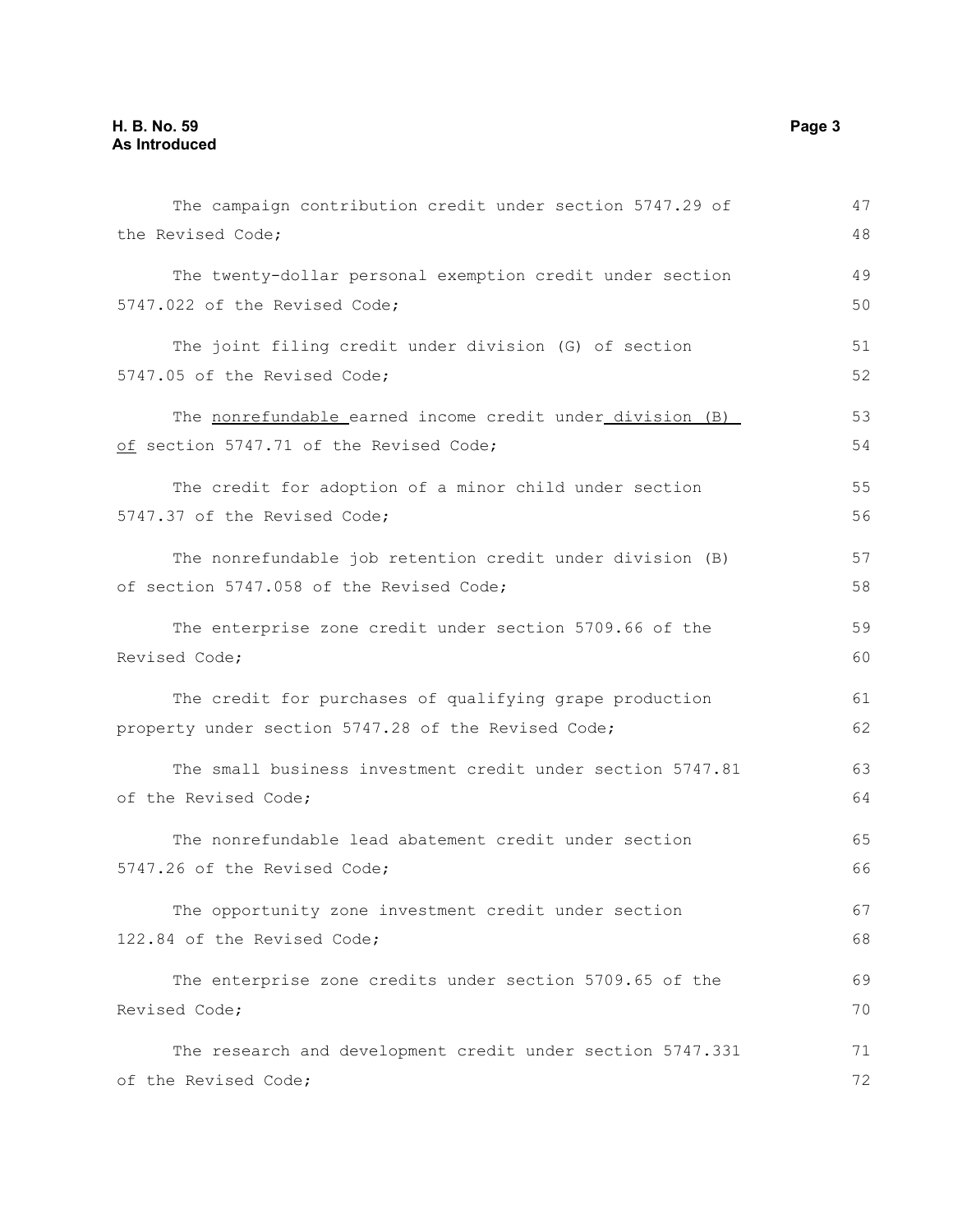The campaign contribution credit under section 5747.29 of the Revised Code;

The twenty-dollar personal exemption credit under section 5747.022 of the Revised Code;

The joint filing credit under division (G) of section 5747.05 of the Revised Code;

The nonrefundable earned income credit under division (B) of section 5747.71 of the Revised Code;

The credit for adoption of a minor child under section 5747.37 of the Revised Code;

The nonrefundable job retention credit under division (B) of section 5747.058 of the Revised Code;

The enterprise zone credit under section 5709.66 of the Revised Code;

The credit for purchases of qualifying grape production property under section 5747.28 of the Revised Code;

The small business investment credit under section 5747.81 of the Revised Code;

The nonrefundable lead abatement credit under section 5747.26 of the Revised Code;

The opportunity zone investment credit under section 122.84 of the Revised Code;

The enterprise zone credits under section 5709.65 of the Revised Code;

The research and development credit under section 5747.331 of the Revised Code;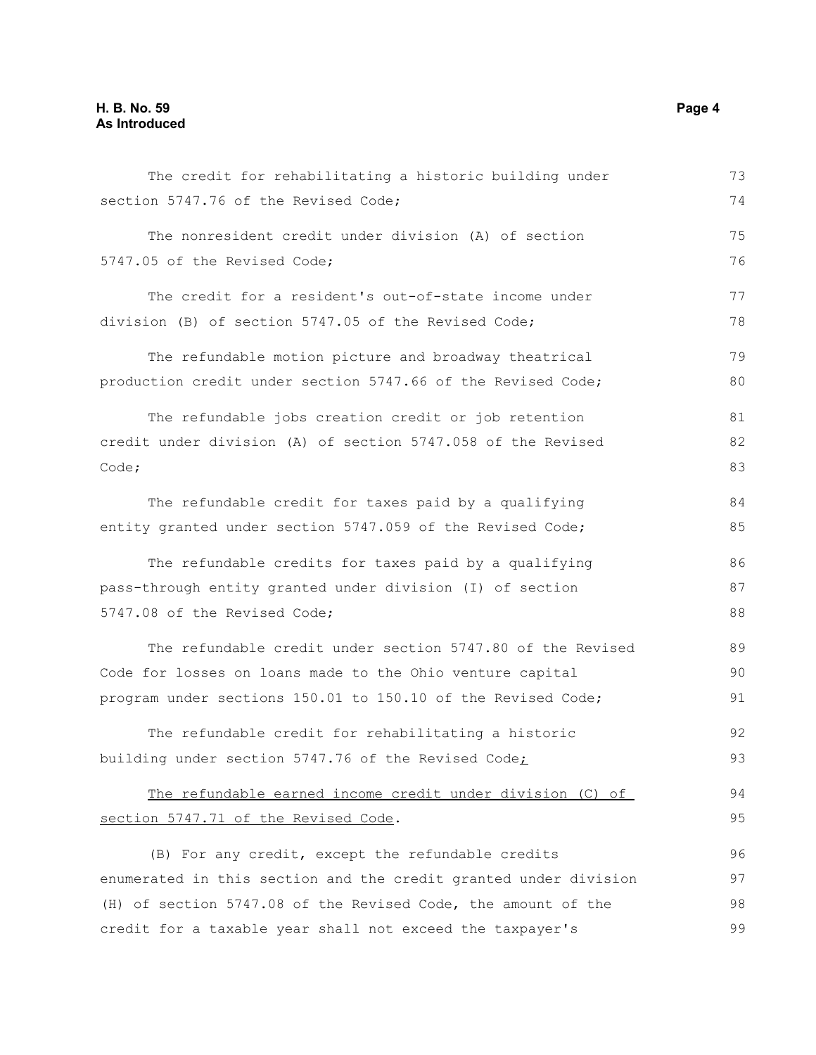The credit for rehabilitating a historic building under section 5747.76 of the Revised Code;

The nonresident credit under division (A) of section 5747.05 of the Revised Code;

The credit for a resident's out-of-state income under division (B) of section 5747.05 of the Revised Code;

The refundable motion picture and broadway theatrical production credit under section 5747.66 of the Revised Code;

The refundable jobs creation credit or job retention credit under division (A) of section 5747.058 of the Revised Code;

The refundable credit for taxes paid by a qualifying entity granted under section 5747.059 of the Revised Code;

The refundable credits for taxes paid by a qualifying pass-through entity granted under division (I) of section 5747.08 of the Revised Code;

The refundable credit under section 5747.80 of the Revised Code for losses on loans made to the Ohio venture capital program under sections 150.01 to 150.10 of the Revised Code;

The refundable credit for rehabilitating a historic building under section 5747.76 of the Revised Code;

The refundable earned income credit under division (C) of section 5747.71 of the Revised Code.

(B) For any credit, except the refundable credits enumerated in this section and the credit granted under division (H) of section 5747.08 of the Revised Code, the amount of the credit for a taxable year shall not exceed the taxpayer's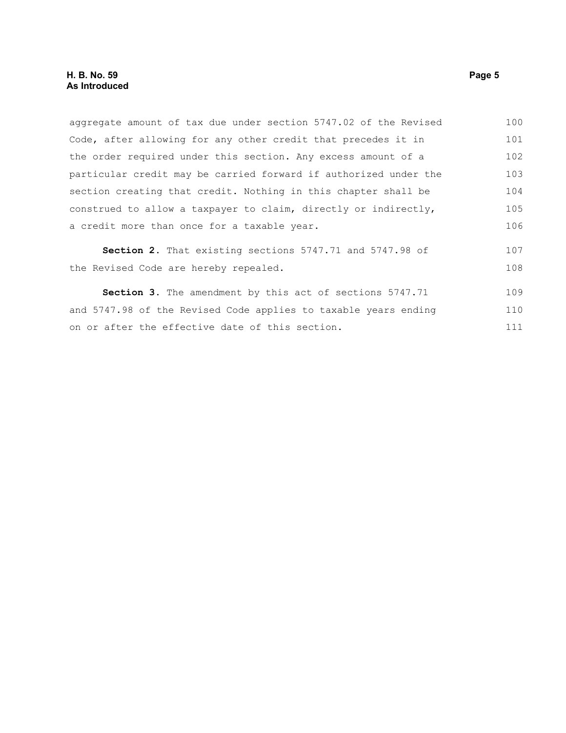aggregate amount of tax due under section 5747.02 of the Revised Code, after allowing for any other credit that precedes it in the order required under this section. Any excess amount of a particular credit may be carried forward if authorized under the section creating that credit. Nothing in this chapter shall be construed to allow a taxpayer to claim, directly or indirectly, a credit more than once for a taxable year.

**Section 2.** That existing sections 5747.71 and 5747.98 of the Revised Code are hereby repealed.

**Section 3.** The amendment by this act of sections 5747.71 and 5747.98 of the Revised Code applies to taxable years ending on or after the effective date of this section.